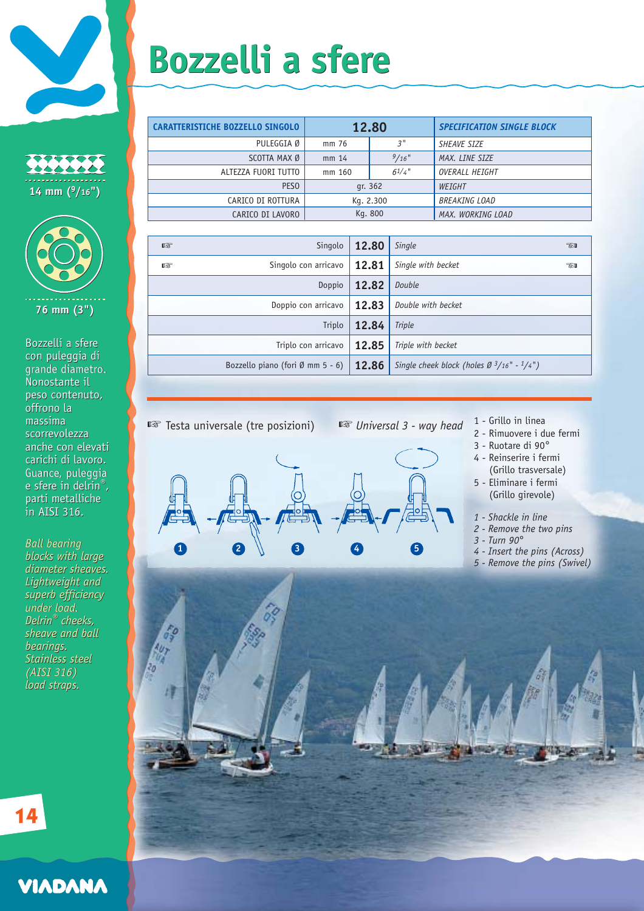# Bozzelli a sfere

14 mm (9/16")

76 mm (3")

Bozzelli a sfere con puleggia di grande diametro. Nonostante il peso contenuto, offrono la massima scorrevolezza anche con elevati carichi di lavoro. Guance, puleggia e sfere in delrin®, parti metalliche in AISI 316.

*Ball bearing blocks with large diameter sheaves. Lightweight and superb efficiency under load. Delrin® cheeks, sheave and ball bearings. Stainless steel (AISI 316) load straps.*

| CARATTERISTICHE BOZZELLO SINGOLO | 12.80 | | *SPECIFICATION SINGLE BLOCK* |
|---|---|---|---|
| PULEGGIA Ø | mm 76 | 3" | *SHEAVE SIZE* |
| SCOTTA MAX Ø | mm 14 | 9/16" | *MAX. LINE SIZE* |
| ALTEZZA FUORI TUTTO | mm 160 | 6 1/4" | *OVERALL HEIGHT* |
| PESO | gr. 362 | | *WEIGHT* |
| CARICO DI ROTTURA | Kg. 2.300 | | *BREAKING LOAD* |
| CARICO DI LAVORO | Kg. 800 | | *MAX. WORKING LOAD* |

| | | | |
|---|---|---|---|
| ☞ | Singolo | **12.80** | *Single* ☜ |
| ☞ | Singolo con arricavo | **12.81** | *Single with becket* ☜ |
| | Doppio | **12.82** | *Double* |
| | Doppio con arricavo | **12.83** | *Double with becket* |
| | Triplo | **12.84** | *Triple* |
| | Triplo con arricavo | **12.85** | *Triple with becket* |
| | Bozzello piano (fori Ø mm 5 - 6) | **12.86** | *Single cheek block (holes Ø 3/16" - 1/4")* |

☞ Testa universale (tre posizioni) ☞ *Universal 3 - way head*

1 - Grillo in linea
2 - Rimuovere i due fermi
3 - Ruotare di 90°
4 - Reinserire i fermi (Grillo trasversale)
5 - Eliminare i fermi (Grillo girevole)

*1 - Shackle in line*
*2 - Remove the two pins*
*3 - Turn 90°*
*4 - Insert the pins (Across)*
*5 - Remove the pins (Swivel)*

VIADANA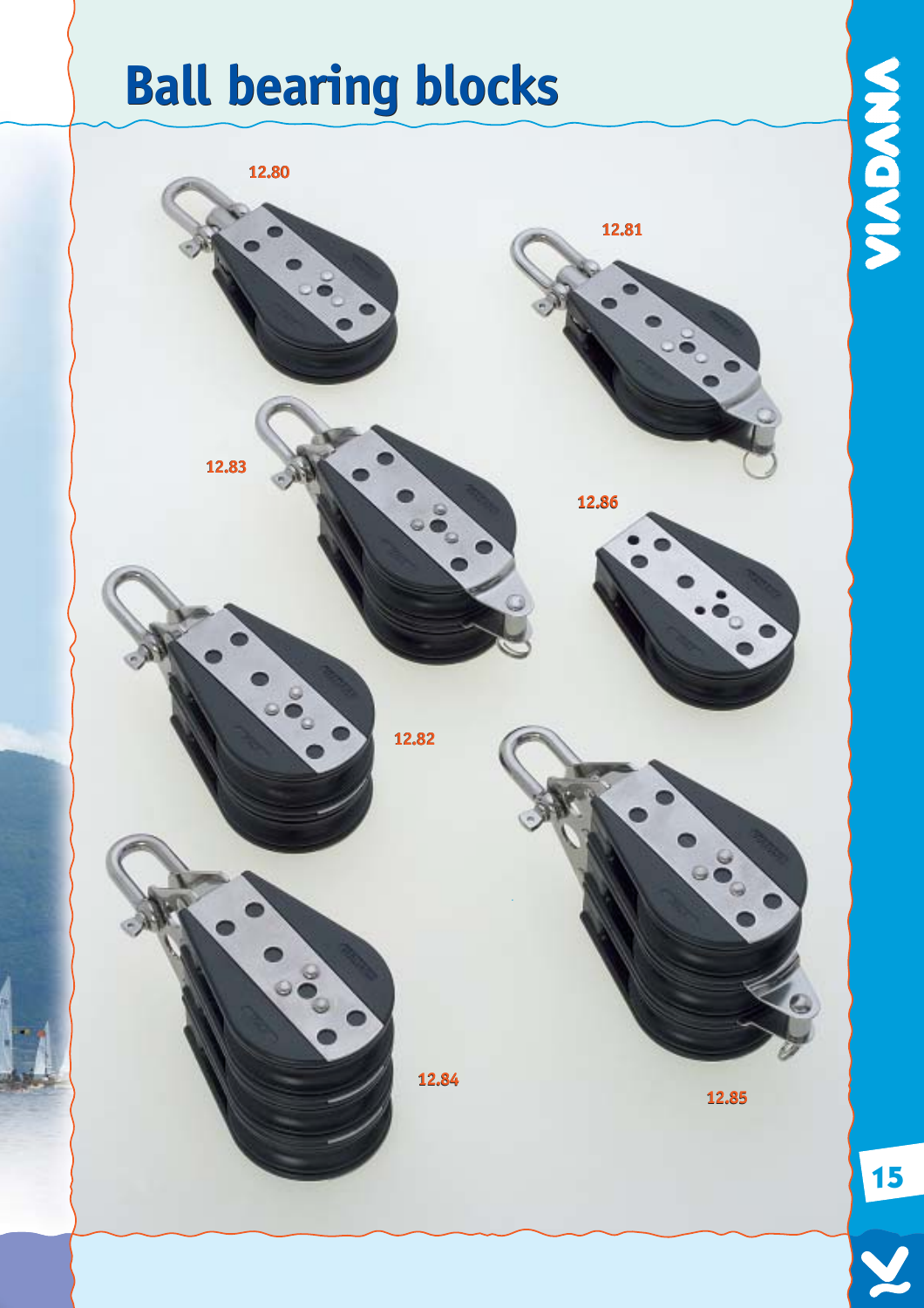# Ball bearing blocks

12.80

12.81

12.83

12.86

12.82

12.84

12.85